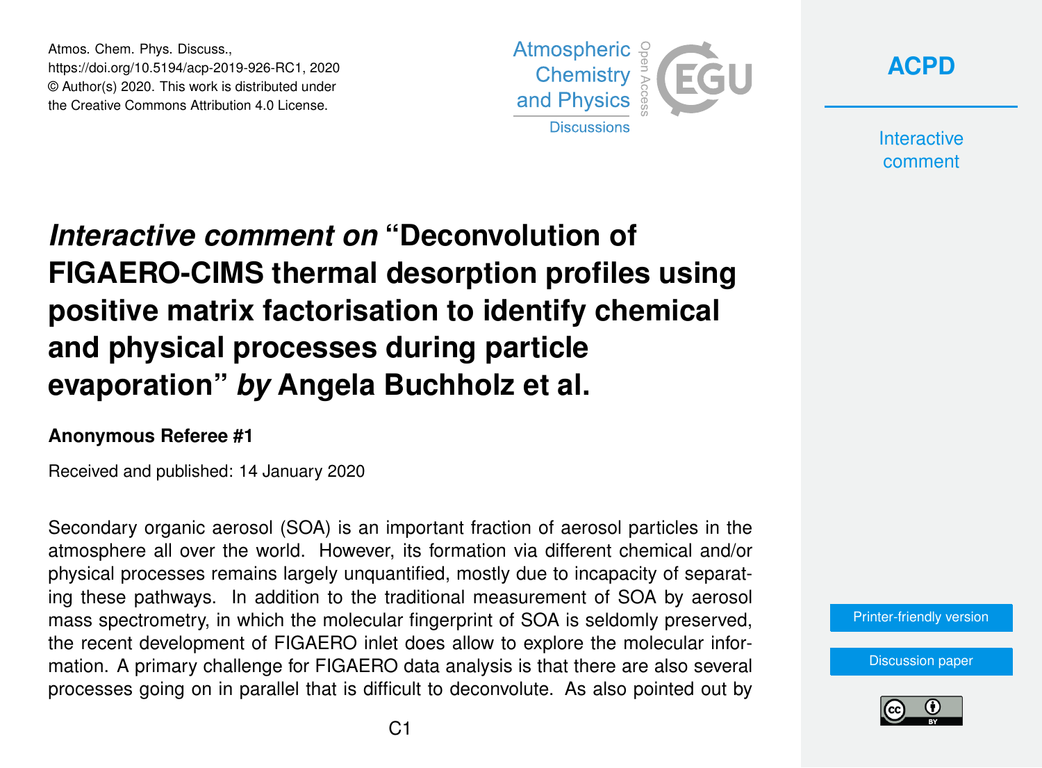Atmos. Chem. Phys. Discuss.,
https://doi.org/10.5194/acp-2019-926-RC1, 2020
© Author(s) 2020. This work is distributed under
the Creative Commons Attribution 4.0 License.

# *Interactive comment on* "Deconvolution of FIGAERO-CIMS thermal desorption profiles using positive matrix factorisation to identify chemical and physical processes during particle evaporation" *by* Angela Buchholz et al.

### Anonymous Referee #1

Received and published: 14 January 2020

Secondary organic aerosol (SOA) is an important fraction of aerosol particles in the atmosphere all over the world. However, its formation via different chemical and/or physical processes remains largely unquantified, mostly due to incapacity of separating these pathways. In addition to the traditional measurement of SOA by aerosol mass spectrometry, in which the molecular fingerprint of SOA is seldomly preserved, the recent development of FIGAERO inlet does allow to explore the molecular information. A primary challenge for FIGAERO data analysis is that there are also several processes going on in parallel that is difficult to deconvolute. As also pointed out by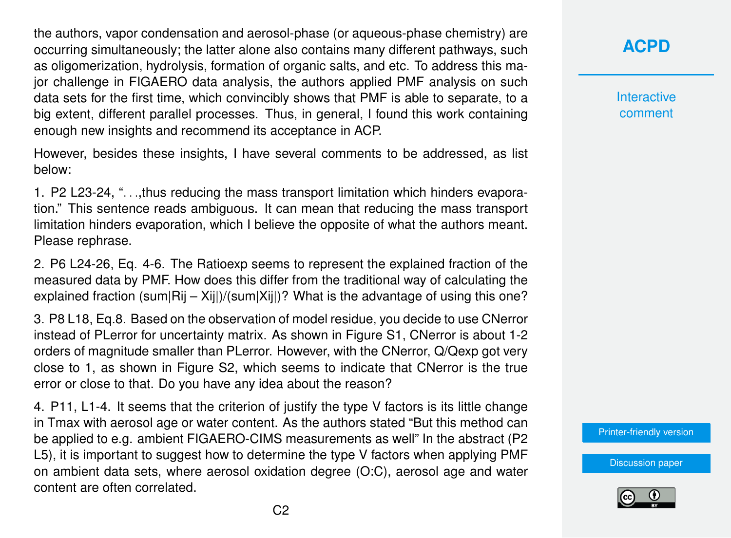the authors, vapor condensation and aerosol-phase (or aqueous-phase chemistry) are occurring simultaneously; the latter alone also contains many different pathways, such as oligomerization, hydrolysis, formation of organic salts, and etc. To address this major challenge in FIGAERO data analysis, the authors applied PMF analysis on such data sets for the first time, which convincibly shows that PMF is able to separate, to a big extent, different parallel processes. Thus, in general, I found this work containing enough new insights and recommend its acceptance in ACP.

However, besides these insights, I have several comments to be addressed, as list below:

1. P2 L23-24, "...,thus reducing the mass transport limitation which hinders evaporation." This sentence reads ambiguous. It can mean that reducing the mass transport limitation hinders evaporation, which I believe the opposite of what the authors meant. Please rephrase.

2. P6 L24-26, Eq. 4-6. The Ratioexp seems to represent the explained fraction of the measured data by PMF. How does this differ from the traditional way of calculating the explained fraction (sum|Rij – Xij|)/(sum|Xij|)? What is the advantage of using this one?

3. P8 L18, Eq.8. Based on the observation of model residue, you decide to use CNerror instead of PLerror for uncertainty matrix. As shown in Figure S1, CNerror is about 1-2 orders of magnitude smaller than PLerror. However, with the CNerror, Q/Qexp got very close to 1, as shown in Figure S2, which seems to indicate that CNerror is the true error or close to that. Do you have any idea about the reason?

4. P11, L1-4. It seems that the criterion of justify the type V factors is its little change in Tmax with aerosol age or water content. As the authors stated "But this method can be applied to e.g. ambient FIGAERO-CIMS measurements as well" In the abstract (P2 L5), it is important to suggest how to determine the type V factors when applying PMF on ambient data sets, where aerosol oxidation degree (O:C), aerosol age and water content are often correlated.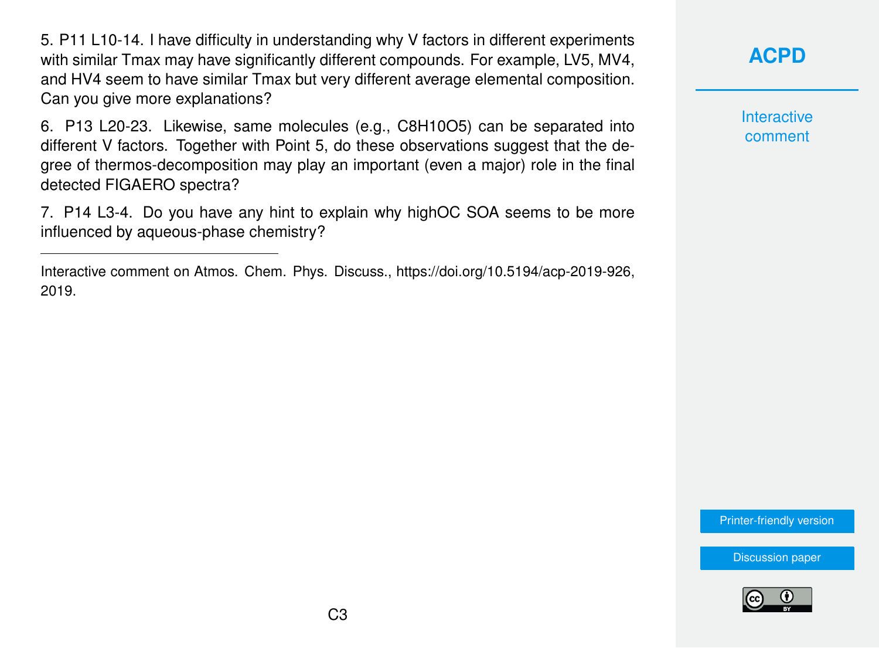5. P11 L10-14. I have difficulty in understanding why V factors in different experiments with similar Tmax may have significantly different compounds. For example, LV5, MV4, and HV4 seem to have similar Tmax but very different average elemental composition. Can you give more explanations?

6. P13 L20-23. Likewise, same molecules (e.g., $C_8H_{10}O_5$) can be separated into different V factors. Together with Point 5, do these observations suggest that the degree of thermos-decomposition may play an important (even a major) role in the final detected FIGAERO spectra?

7. P14 L3-4. Do you have any hint to explain why highOC SOA seems to be more influenced by aqueous-phase chemistry?

---

Interactive comment on Atmos. Chem. Phys. Discuss., https://doi.org/10.5194/acp-2019-926, 2019.